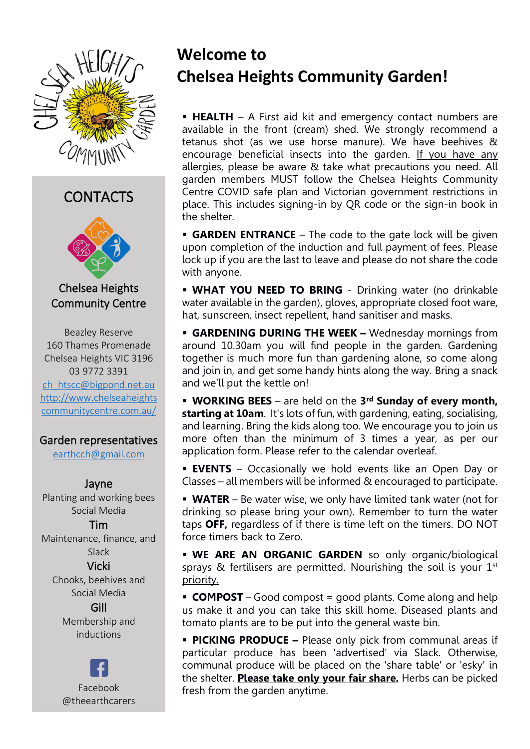# Welcome to Chelsea Heights Community Garden!

- **HEALTH** – A First aid kit and emergency contact numbers are available in the front (cream) shed. We strongly recommend a tetanus shot (as we use horse manure). We have beehives & encourage beneficial insects into the garden. If you have any allergies, please be aware & take what precautions you need. All garden members MUST follow the Chelsea Heights Community Centre COVID safe plan and Victorian government restrictions in place. This includes signing-in by QR code or the sign-in book in the shelter.
- **GARDEN ENTRANCE** – The code to the gate lock will be given upon completion of the induction and full payment of fees. Please lock up if you are the last to leave and please do not share the code with anyone.
- **WHAT YOU NEED TO BRING** - Drinking water (no drinkable water available in the garden), gloves, appropriate closed foot ware, hat, sunscreen, insect repellent, hand sanitiser and masks.
- **GARDENING DURING THE WEEK –** Wednesday mornings from around 10.30am you will find people in the garden. Gardening together is much more fun than gardening alone, so come along and join in, and get some handy hints along the way. Bring a snack and we'll put the kettle on!
- **WORKING BEES** – are held on the **3rd Sunday of every month, starting at 10am**. It's lots of fun, with gardening, eating, socialising, and learning. Bring the kids along too. We encourage you to join us more often than the minimum of 3 times a year, as per our application form. Please refer to the calendar overleaf.
- **EVENTS** – Occasionally we hold events like an Open Day or Classes – all members will be informed & encouraged to participate.
- **WATER** – Be water wise, we only have limited tank water (not for drinking so please bring your own). Remember to turn the water taps **OFF,** regardless of if there is time left on the timers. DO NOT force timers back to Zero.
- **WE ARE AN ORGANIC GARDEN** so only organic/biological sprays & fertilisers are permitted. Nourishing the soil is your 1st priority.
- **COMPOST** – Good compost = good plants. Come along and help us make it and you can take this skill home. Diseased plants and tomato plants are to be put into the general waste bin.
- **PICKING PRODUCE –** Please only pick from communal areas if particular produce has been 'advertised' via Slack. Otherwise, communal produce will be placed on the 'share table' or 'esky' in the shelter. **Please take only your fair share.** Herbs can be picked fresh from the garden anytime.

## CONTACTS

**Chelsea Heights Community Centre**

Beazley Reserve
160 Thames Promenade
Chelsea Heights VIC 3196
03 9772 3391
ch_htscc@bigpond.net.au
http://www.chelseaheightscommunitycentre.com.au/

**Garden representatives**

earthcch@gmail.com

**Jayne**
Planting and working bees
Social Media

**Tim**
Maintenance, finance, and Slack

**Vicki**
Chooks, beehives and Social Media

**Gill**
Membership and inductions

Facebook
@theearthcarers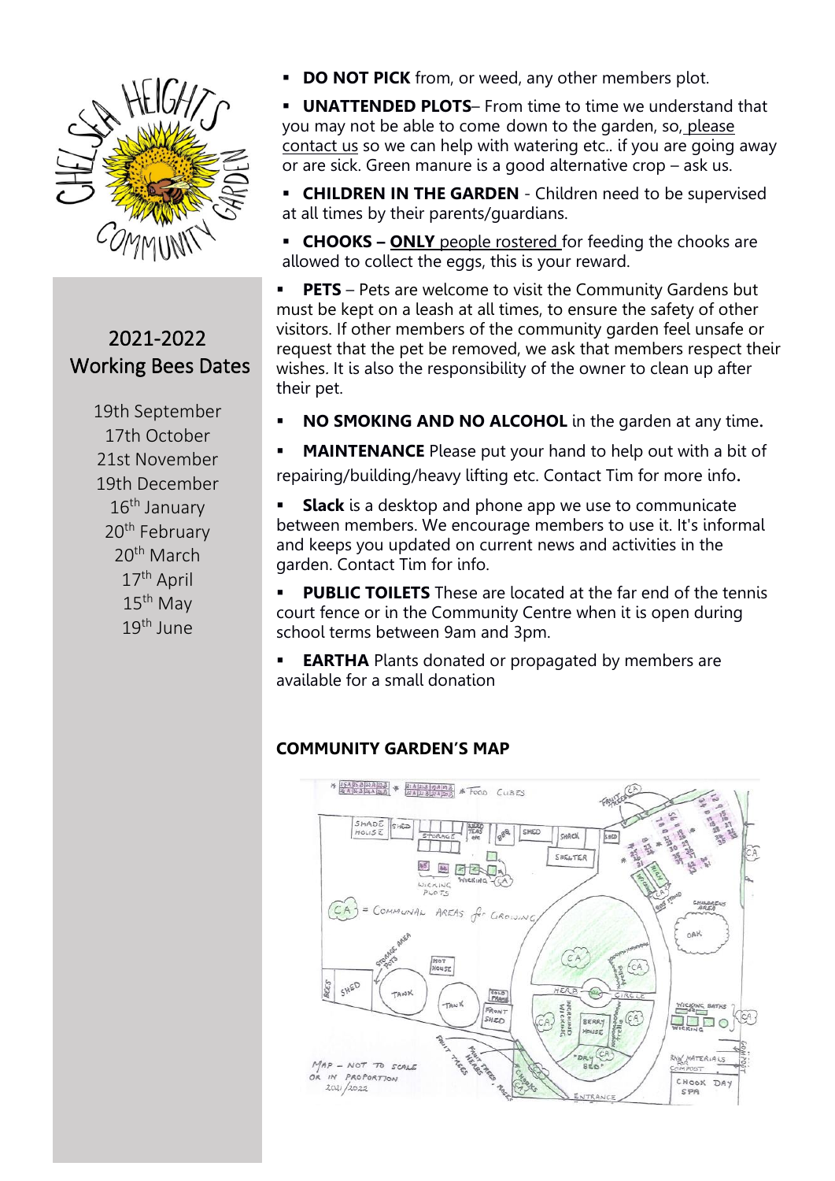## 2021-2022 Working Bees Dates

19th September
17th October
21st November
19th December
16th January
20th February
20th March
17th April
15th May
19th June

- **DO NOT PICK** from, or weed, any other members plot.
- **UNATTENDED PLOTS**– From time to time we understand that you may not be able to come down to the garden, so, please contact us so we can help with watering etc.. if you are going away or are sick. Green manure is a good alternative crop – ask us.
- **CHILDREN IN THE GARDEN** - Children need to be supervised at all times by their parents/guardians.
- **CHOOKS – ONLY** people rostered for feeding the chooks are allowed to collect the eggs, this is your reward.
- **PETS** – Pets are welcome to visit the Community Gardens but must be kept on a leash at all times, to ensure the safety of other visitors. If other members of the community garden feel unsafe or request that the pet be removed, we ask that members respect their wishes. It is also the responsibility of the owner to clean up after their pet.
- **NO SMOKING AND NO ALCOHOL** in the garden at any time.
- **MAINTENANCE** Please put your hand to help out with a bit of repairing/building/heavy lifting etc. Contact Tim for more info.
- **Slack** is a desktop and phone app we use to communicate between members. We encourage members to use it. It's informal and keeps you updated on current news and activities in the garden. Contact Tim for info.
- **PUBLIC TOILETS** These are located at the far end of the tennis court fence or in the Community Centre when it is open during school terms between 9am and 3pm.
- **EARTHA** Plants donated or propagated by members are available for a small donation

### COMMUNITY GARDEN'S MAP